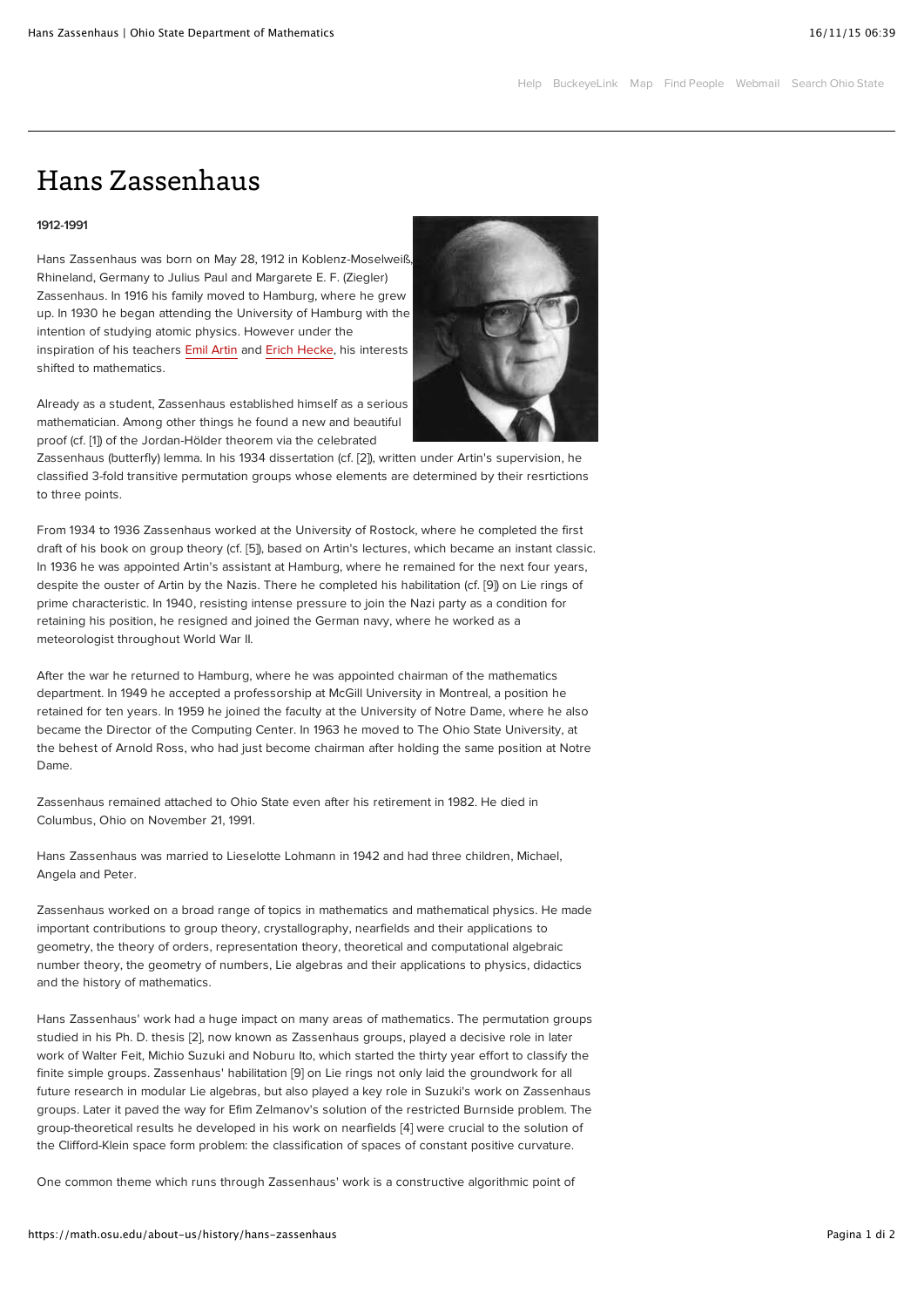# Hans Zassenhaus

**1912-1991**

Hans Zassenhaus was born on May 28, 1912 in Koblenz-Moselweiß, Rhineland, Germany to Julius Paul and Margarete E. F. (Ziegler) Zassenhaus. In 1916 his family moved to Hamburg, where he grew up. In 1930 he began attending the University of Hamburg with the intention of studying atomic physics. However under the inspiration of his teachers Emil Artin and Erich Hecke, his interests shifted to mathematics.

Already as a student, Zassenhaus established himself as a serious mathematician. Among other things he found a new and beautiful proof (cf. [1]) of the Jordan-Hölder theorem via the celebrated Zassenhaus (butterfly) lemma. In his 1934 dissertation (cf. [2]), written under Artin's supervision, he classified 3-fold transitive permutation groups whose elements are determined by their resrtictions to three points.

From 1934 to 1936 Zassenhaus worked at the University of Rostock, where he completed the first draft of his book on group theory (cf. [5]), based on Artin's lectures, which became an instant classic. In 1936 he was appointed Artin's assistant at Hamburg, where he remained for the next four years, despite the ouster of Artin by the Nazis. There he completed his habilitation (cf. [9]) on Lie rings of prime characteristic. In 1940, resisting intense pressure to join the Nazi party as a condition for retaining his position, he resigned and joined the German navy, where he worked as a meteorologist throughout World War II.

After the war he returned to Hamburg, where he was appointed chairman of the mathematics department. In 1949 he accepted a professorship at McGill University in Montreal, a position he retained for ten years. In 1959 he joined the faculty at the University of Notre Dame, where he also became the Director of the Computing Center. In 1963 he moved to The Ohio State University, at the behest of Arnold Ross, who had just become chairman after holding the same position at Notre Dame.

Zassenhaus remained attached to Ohio State even after his retirement in 1982. He died in Columbus, Ohio on November 21, 1991.

Hans Zassenhaus was married to Lieselotte Lohmann in 1942 and had three children, Michael, Angela and Peter.

Zassenhaus worked on a broad range of topics in mathematics and mathematical physics. He made important contributions to group theory, crystallography, nearfields and their applications to geometry, the theory of orders, representation theory, theoretical and computational algebraic number theory, the geometry of numbers, Lie algebras and their applications to physics, didactics and the history of mathematics.

Hans Zassenhaus' work had a huge impact on many areas of mathematics. The permutation groups studied in his Ph. D. thesis [2], now known as Zassenhaus groups, played a decisive role in later work of Walter Feit, Michio Suzuki and Noburu Ito, which started the thirty year effort to classify the finite simple groups. Zassenhaus' habilitation [9] on Lie rings not only laid the groundwork for all future research in modular Lie algebras, but also played a key role in Suzuki's work on Zassenhaus groups. Later it paved the way for Efim Zelmanov's solution of the restricted Burnside problem. The group-theoretical results he developed in his work on nearfields [4] were crucial to the solution of the Clifford-Klein space form problem: the classification of spaces of constant positive curvature.

One common theme which runs through Zassenhaus' work is a constructive algorithmic point of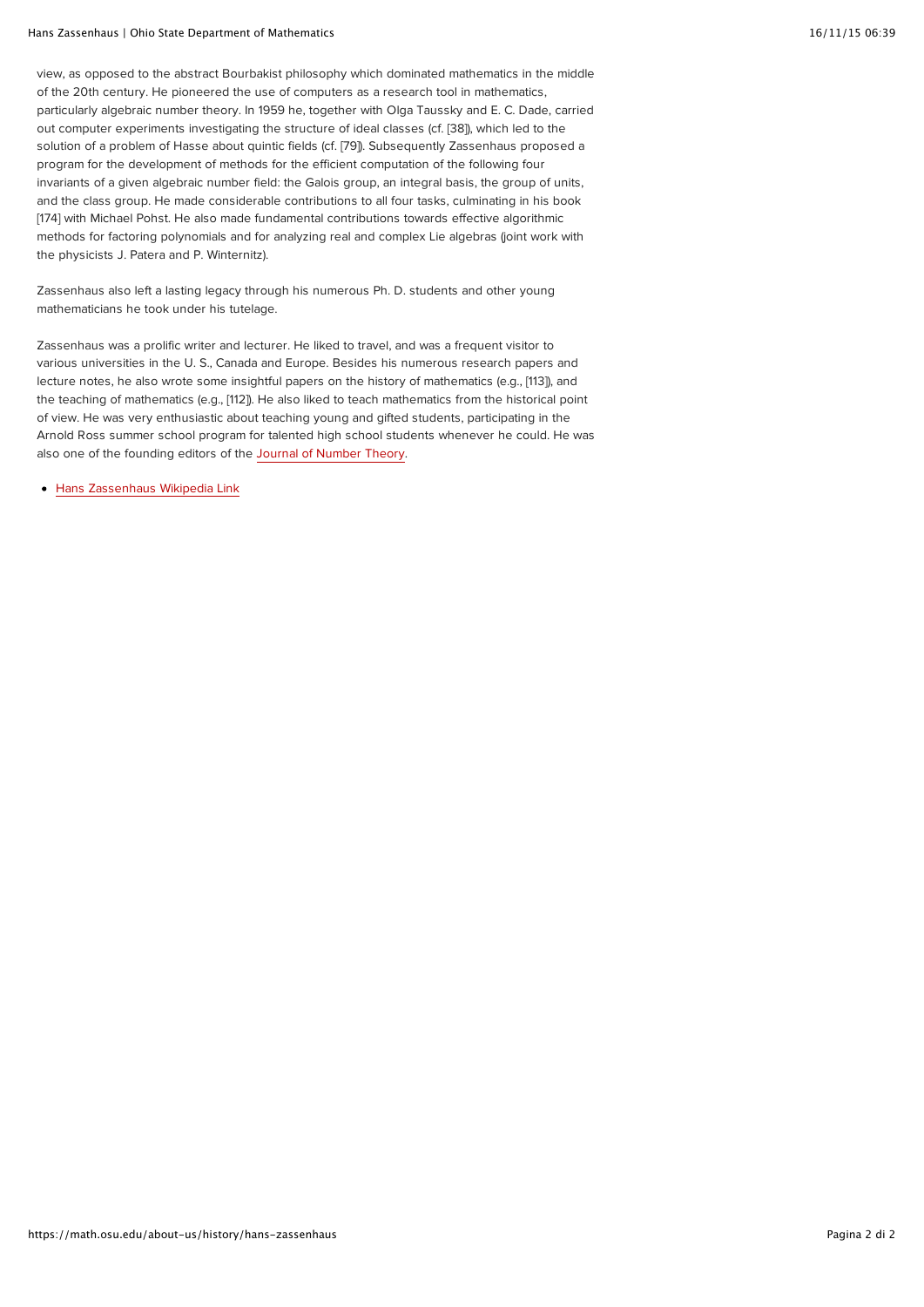view, as opposed to the abstract Bourbakist philosophy which dominated mathematics in the middle of the 20th century. He pioneered the use of computers as a research tool in mathematics, particularly algebraic number theory. In 1959 he, together with Olga Taussky and E. C. Dade, carried out computer experiments investigating the structure of ideal classes (cf. [38]), which led to the solution of a problem of Hasse about quintic fields (cf. [79]). Subsequently Zassenhaus proposed a program for the development of methods for the efficient computation of the following four invariants of a given algebraic number field: the Galois group, an integral basis, the group of units, and the class group. He made considerable contributions to all four tasks, culminating in his book [174] with Michael Pohst. He also made fundamental contributions towards effective algorithmic methods for factoring polynomials and for analyzing real and complex Lie algebras (joint work with the physicists J. Patera and P. Winternitz).

Zassenhaus also left a lasting legacy through his numerous Ph. D. students and other young mathematicians he took under his tutelage.

Zassenhaus was a prolific writer and lecturer. He liked to travel, and was a frequent visitor to various universities in the U. S., Canada and Europe. Besides his numerous research papers and lecture notes, he also wrote some insightful papers on the history of mathematics (e.g., [113]), and the teaching of mathematics (e.g., [112]). He also liked to teach mathematics from the historical point of view. He was very enthusiastic about teaching young and gifted students, participating in the Arnold Ross summer school program for talented high school students whenever he could. He was also one of the founding editors of the Journal of Number Theory.

- Hans Zassenhaus Wikipedia Link